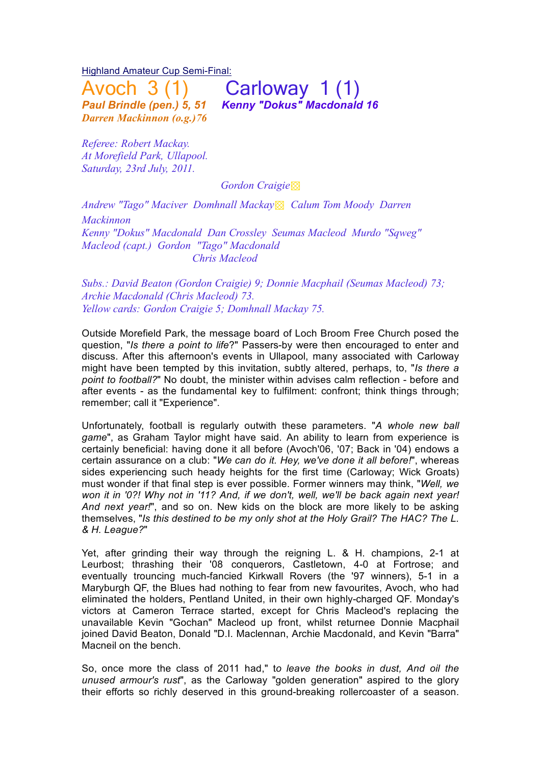Highland Amateur Cup Semi-Final:

# Avoch 3 (1) Carloway 1 (1)

***Paul Brindle (pen.) 5, 51*** ***Kenny "Dokus" Macdonald 16***
***Darren Mackinnon (o.g.)76***

*Referee: Robert Mackay.*
*At Morefield Park, Ullapool.*
*Saturday, 23rd July, 2011.*

*Gordon Craigie*

*Andrew "Tago" Maciver Domhnall Mackay Calum Tom Moody Darren Mackinnon*
*Kenny "Dokus" Macdonald Dan Crossley Seumas Macleod Murdo "Sqweg" Macleod (capt.) Gordon "Tago" Macdonald*
*Chris Macleod*

*Subs.: David Beaton (Gordon Craigie) 9; Donnie Macphail (Seumas Macleod) 73; Archie Macdonald (Chris Macleod) 73.*
*Yellow cards: Gordon Craigie 5; Domhnall Mackay 75.*

Outside Morefield Park, the message board of Loch Broom Free Church posed the question, "*Is there a point to life*?" Passers-by were then encouraged to enter and discuss. After this afternoon's events in Ullapool, many associated with Carloway might have been tempted by this invitation, subtly altered, perhaps, to, "*Is there a point to football?*" No doubt, the minister within advises calm reflection - before and after events - as the fundamental key to fulfilment: confront; think things through; remember; call it "Experience".

Unfortunately, football is regularly outwith these parameters. "*A whole new ball game*", as Graham Taylor might have said. An ability to learn from experience is certainly beneficial: having done it all before (Avoch'06, '07; Back in '04) endows a certain assurance on a club: "*We can do it. Hey, we've done it all before!*", whereas sides experiencing such heady heights for the first time (Carloway; Wick Groats) must wonder if that final step is ever possible. Former winners may think, "*Well, we won it in '0?! Why not in '11? And, if we don't, well, we'll be back again next year! And next year!*", and so on. New kids on the block are more likely to be asking themselves, "*Is this destined to be my only shot at the Holy Grail? The HAC? The L. & H. League?*"

Yet, after grinding their way through the reigning L. & H. champions, 2-1 at Leurbost; thrashing their '08 conquerors, Castletown, 4-0 at Fortrose; and eventually trouncing much-fancied Kirkwall Rovers (the '97 winners), 5-1 in a Maryburgh QF, the Blues had nothing to fear from new favourites, Avoch, who had eliminated the holders, Pentland United, in their own highly-charged QF. Monday's victors at Cameron Terrace started, except for Chris Macleod's replacing the unavailable Kevin "Gochan" Macleod up front, whilst returnee Donnie Macphail joined David Beaton, Donald "D.I. Maclennan, Archie Macdonald, and Kevin "Barra" Macneil on the bench.

So, once more the class of 2011 had," to *leave the books in dust, And oil the unused armour's rust*", as the Carloway "golden generation" aspired to the glory their efforts so richly deserved in this ground-breaking rollercoaster of a season.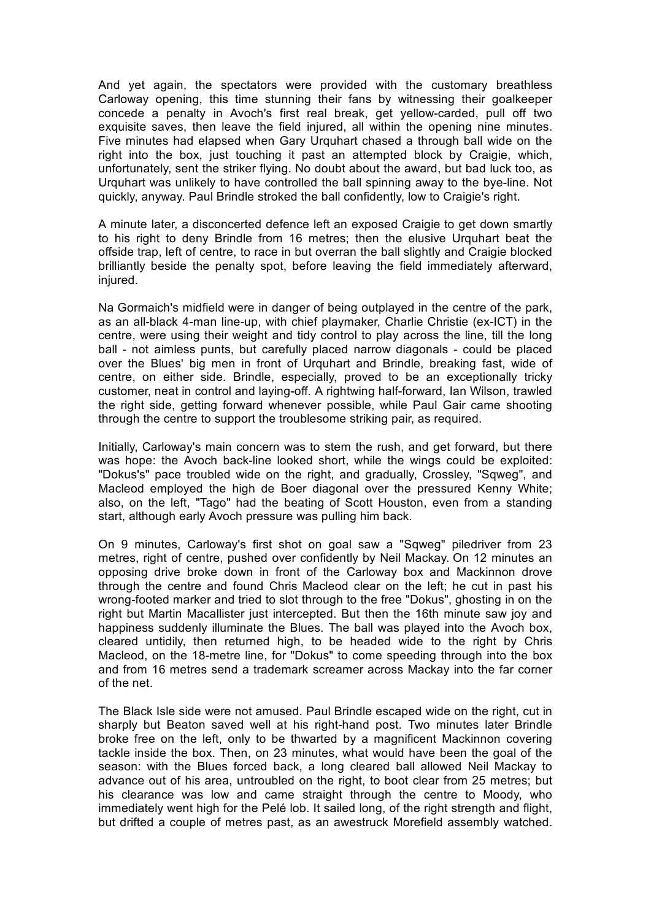And yet again, the spectators were provided with the customary breathless Carloway opening, this time stunning their fans by witnessing their goalkeeper concede a penalty in Avoch's first real break, get yellow-carded, pull off two exquisite saves, then leave the field injured, all within the opening nine minutes. Five minutes had elapsed when Gary Urquhart chased a through ball wide on the right into the box, just touching it past an attempted block by Craigie, which, unfortunately, sent the striker flying. No doubt about the award, but bad luck too, as Urquhart was unlikely to have controlled the ball spinning away to the bye-line. Not quickly, anyway. Paul Brindle stroked the ball confidently, low to Craigie's right.

A minute later, a disconcerted defence left an exposed Craigie to get down smartly to his right to deny Brindle from 16 metres; then the elusive Urquhart beat the offside trap, left of centre, to race in but overran the ball slightly and Craigie blocked brilliantly beside the penalty spot, before leaving the field immediately afterward, injured.

Na Gormaich's midfield were in danger of being outplayed in the centre of the park, as an all-black 4-man line-up, with chief playmaker, Charlie Christie (ex-ICT) in the centre, were using their weight and tidy control to play across the line, till the long ball - not aimless punts, but carefully placed narrow diagonals - could be placed over the Blues' big men in front of Urquhart and Brindle, breaking fast, wide of centre, on either side. Brindle, especially, proved to be an exceptionally tricky customer, neat in control and laying-off. A rightwing half-forward, Ian Wilson, trawled the right side, getting forward whenever possible, while Paul Gair came shooting through the centre to support the troublesome striking pair, as required.

Initially, Carloway's main concern was to stem the rush, and get forward, but there was hope: the Avoch back-line looked short, while the wings could be exploited: "Dokus's" pace troubled wide on the right, and gradually, Crossley, "Sqweg", and Macleod employed the high de Boer diagonal over the pressured Kenny White; also, on the left, "Tago" had the beating of Scott Houston, even from a standing start, although early Avoch pressure was pulling him back.

On 9 minutes, Carloway's first shot on goal saw a "Sqweg" piledriver from 23 metres, right of centre, pushed over confidently by Neil Mackay. On 12 minutes an opposing drive broke down in front of the Carloway box and Mackinnon drove through the centre and found Chris Macleod clear on the left; he cut in past his wrong-footed marker and tried to slot through to the free "Dokus", ghosting in on the right but Martin Macallister just intercepted. But then the 16th minute saw joy and happiness suddenly illuminate the Blues. The ball was played into the Avoch box, cleared untidily, then returned high, to be headed wide to the right by Chris Macleod, on the 18-metre line, for "Dokus" to come speeding through into the box and from 16 metres send a trademark screamer across Mackay into the far corner of the net.

The Black Isle side were not amused. Paul Brindle escaped wide on the right, cut in sharply but Beaton saved well at his right-hand post. Two minutes later Brindle broke free on the left, only to be thwarted by a magnificent Mackinnon covering tackle inside the box. Then, on 23 minutes, what would have been the goal of the season: with the Blues forced back, a long cleared ball allowed Neil Mackay to advance out of his area, untroubled on the right, to boot clear from 25 metres; but his clearance was low and came straight through the centre to Moody, who immediately went high for the Pelé lob. It sailed long, of the right strength and flight, but drifted a couple of metres past, as an awestruck Morefield assembly watched.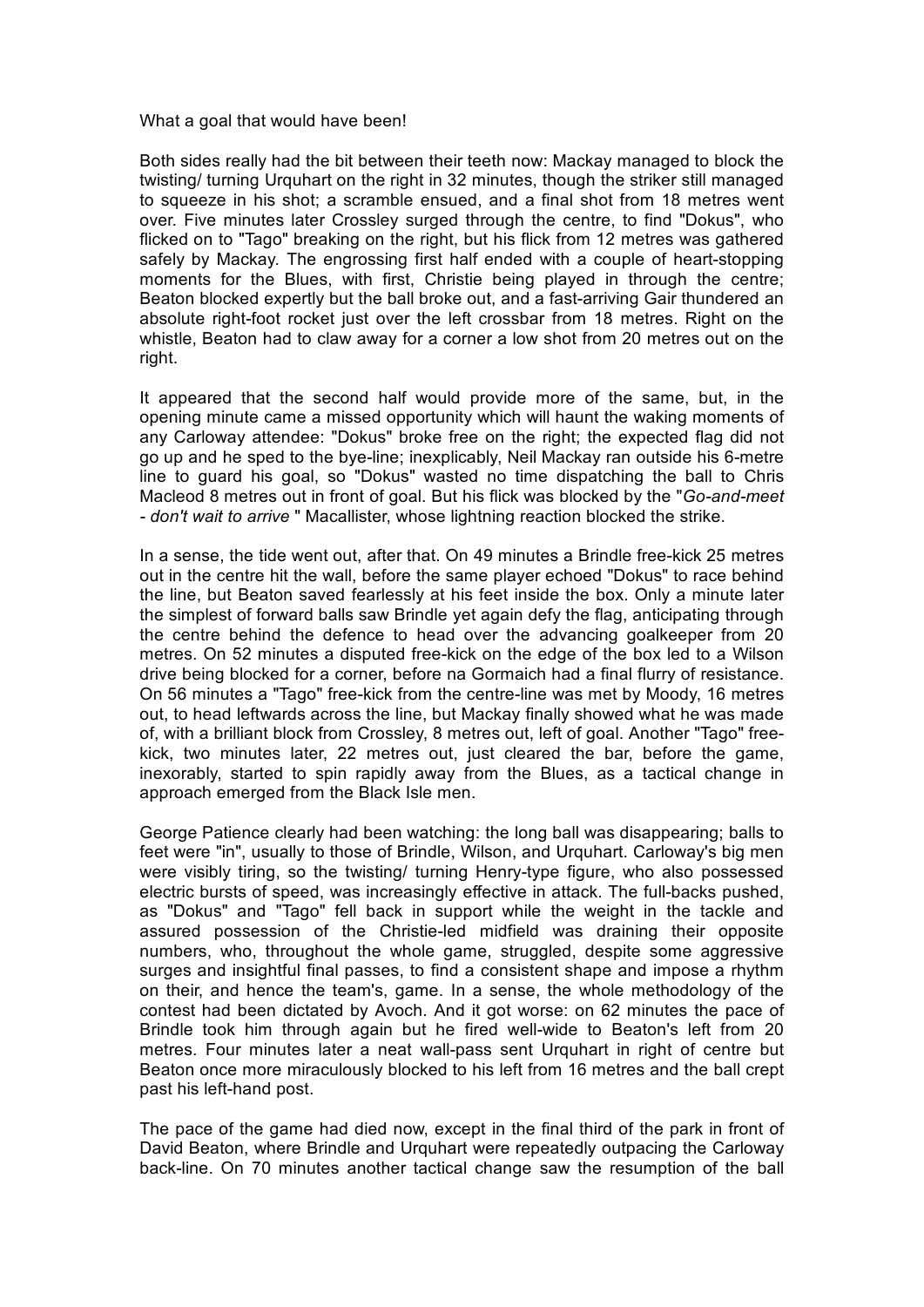What a goal that would have been!

Both sides really had the bit between their teeth now: Mackay managed to block the twisting/ turning Urquhart on the right in 32 minutes, though the striker still managed to squeeze in his shot; a scramble ensued, and a final shot from 18 metres went over. Five minutes later Crossley surged through the centre, to find "Dokus", who flicked on to "Tago" breaking on the right, but his flick from 12 metres was gathered safely by Mackay. The engrossing first half ended with a couple of heart-stopping moments for the Blues, with first, Christie being played in through the centre; Beaton blocked expertly but the ball broke out, and a fast-arriving Gair thundered an absolute right-foot rocket just over the left crossbar from 18 metres. Right on the whistle, Beaton had to claw away for a corner a low shot from 20 metres out on the right.

It appeared that the second half would provide more of the same, but, in the opening minute came a missed opportunity which will haunt the waking moments of any Carloway attendee: "Dokus" broke free on the right; the expected flag did not go up and he sped to the bye-line; inexplicably, Neil Mackay ran outside his 6-metre line to guard his goal, so "Dokus" wasted no time dispatching the ball to Chris Macleod 8 metres out in front of goal. But his flick was blocked by the "*Go-and-meet - don't wait to arrive* " Macallister, whose lightning reaction blocked the strike.

In a sense, the tide went out, after that. On 49 minutes a Brindle free-kick 25 metres out in the centre hit the wall, before the same player echoed "Dokus" to race behind the line, but Beaton saved fearlessly at his feet inside the box. Only a minute later the simplest of forward balls saw Brindle yet again defy the flag, anticipating through the centre behind the defence to head over the advancing goalkeeper from 20 metres. On 52 minutes a disputed free-kick on the edge of the box led to a Wilson drive being blocked for a corner, before na Gormaich had a final flurry of resistance. On 56 minutes a "Tago" free-kick from the centre-line was met by Moody, 16 metres out, to head leftwards across the line, but Mackay finally showed what he was made of, with a brilliant block from Crossley, 8 metres out, left of goal. Another "Tago" free-kick, two minutes later, 22 metres out, just cleared the bar, before the game, inexorably, started to spin rapidly away from the Blues, as a tactical change in approach emerged from the Black Isle men.

George Patience clearly had been watching: the long ball was disappearing; balls to feet were "in", usually to those of Brindle, Wilson, and Urquhart. Carloway's big men were visibly tiring, so the twisting/ turning Henry-type figure, who also possessed electric bursts of speed, was increasingly effective in attack. The full-backs pushed, as "Dokus" and "Tago" fell back in support while the weight in the tackle and assured possession of the Christie-led midfield was draining their opposite numbers, who, throughout the whole game, struggled, despite some aggressive surges and insightful final passes, to find a consistent shape and impose a rhythm on their, and hence the team's, game. In a sense, the whole methodology of the contest had been dictated by Avoch. And it got worse: on 62 minutes the pace of Brindle took him through again but he fired well-wide to Beaton's left from 20 metres. Four minutes later a neat wall-pass sent Urquhart in right of centre but Beaton once more miraculously blocked to his left from 16 metres and the ball crept past his left-hand post.

The pace of the game had died now, except in the final third of the park in front of David Beaton, where Brindle and Urquhart were repeatedly outpacing the Carloway back-line. On 70 minutes another tactical change saw the resumption of the ball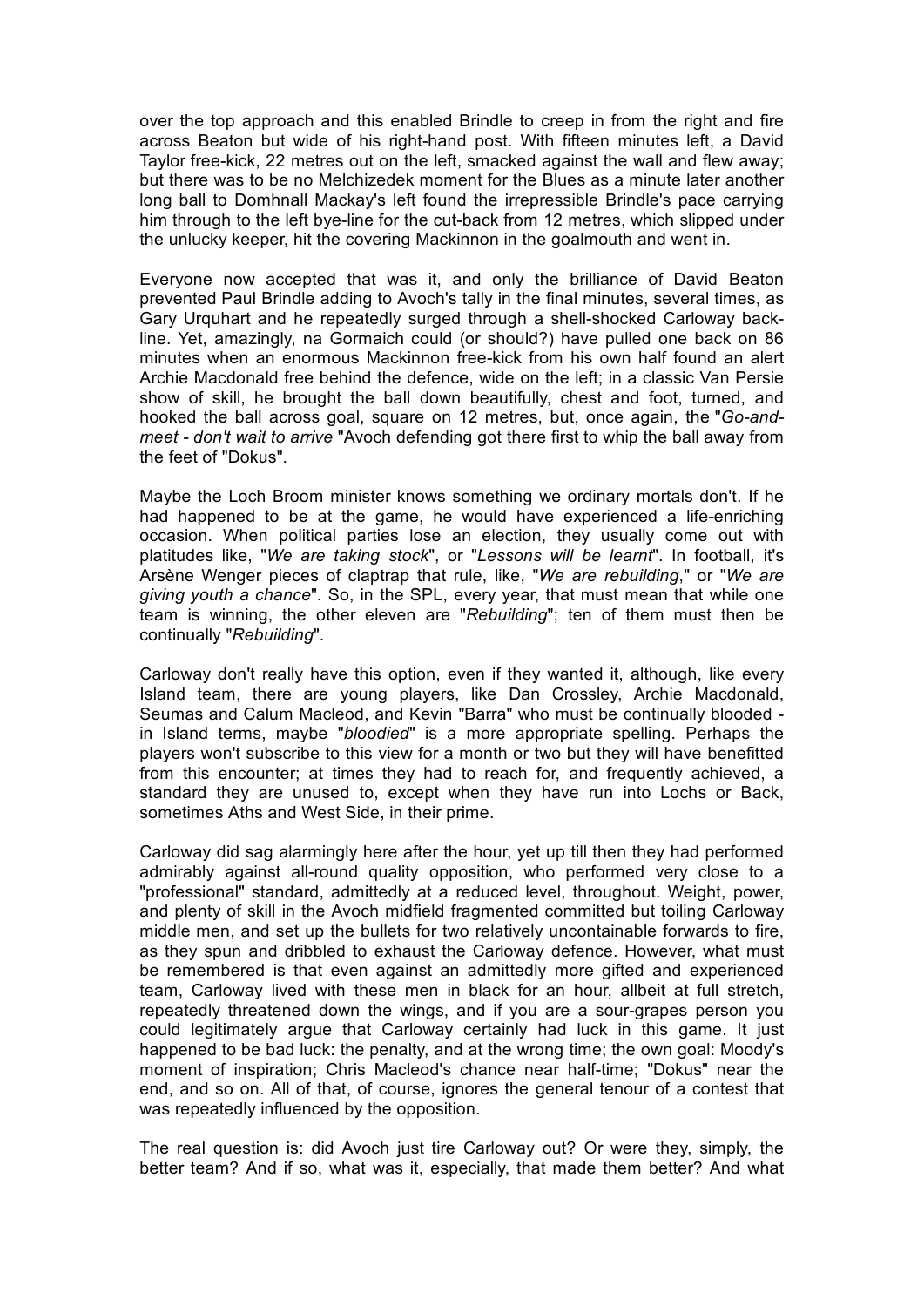over the top approach and this enabled Brindle to creep in from the right and fire across Beaton but wide of his right-hand post. With fifteen minutes left, a David Taylor free-kick, 22 metres out on the left, smacked against the wall and flew away; but there was to be no Melchizedek moment for the Blues as a minute later another long ball to Domhnall Mackay's left found the irrepressible Brindle's pace carrying him through to the left bye-line for the cut-back from 12 metres, which slipped under the unlucky keeper, hit the covering Mackinnon in the goalmouth and went in.

Everyone now accepted that was it, and only the brilliance of David Beaton prevented Paul Brindle adding to Avoch's tally in the final minutes, several times, as Gary Urquhart and he repeatedly surged through a shell-shocked Carloway back-line. Yet, amazingly, na Gormaich could (or should?) have pulled one back on 86 minutes when an enormous Mackinnon free-kick from his own half found an alert Archie Macdonald free behind the defence, wide on the left; in a classic Van Persie show of skill, he brought the ball down beautifully, chest and foot, turned, and hooked the ball across goal, square on 12 metres, but, once again, the "*Go-and-meet - don't wait to arrive* "Avoch defending got there first to whip the ball away from the feet of "Dokus".

Maybe the Loch Broom minister knows something we ordinary mortals don't. If he had happened to be at the game, he would have experienced a life-enriching occasion. When political parties lose an election, they usually come out with platitudes like, "*We are taking stock*", or "*Lessons will be learnt*". In football, it's Arsène Wenger pieces of claptrap that rule, like, "*We are rebuilding*," or "*We are giving youth a chance*". So, in the SPL, every year, that must mean that while one team is winning, the other eleven are "*Rebuilding*"; ten of them must then be continually "*Rebuilding*".

Carloway don't really have this option, even if they wanted it, although, like every Island team, there are young players, like Dan Crossley, Archie Macdonald, Seumas and Calum Macleod, and Kevin "Barra" who must be continually blooded - in Island terms, maybe "*bloodied*" is a more appropriate spelling. Perhaps the players won't subscribe to this view for a month or two but they will have benefitted from this encounter; at times they had to reach for, and frequently achieved, a standard they are unused to, except when they have run into Lochs or Back, sometimes Aths and West Side, in their prime.

Carloway did sag alarmingly here after the hour, yet up till then they had performed admirably against all-round quality opposition, who performed very close to a "professional" standard, admittedly at a reduced level, throughout. Weight, power, and plenty of skill in the Avoch midfield fragmented committed but toiling Carloway middle men, and set up the bullets for two relatively uncontainable forwards to fire, as they spun and dribbled to exhaust the Carloway defence. However, what must be remembered is that even against an admittedly more gifted and experienced team, Carloway lived with these men in black for an hour, allbeit at full stretch, repeatedly threatened down the wings, and if you are a sour-grapes person you could legitimately argue that Carloway certainly had luck in this game. It just happened to be bad luck: the penalty, and at the wrong time; the own goal: Moody's moment of inspiration; Chris Macleod's chance near half-time; "Dokus" near the end, and so on. All of that, of course, ignores the general tenour of a contest that was repeatedly influenced by the opposition.

The real question is: did Avoch just tire Carloway out? Or were they, simply, the better team? And if so, what was it, especially, that made them better? And what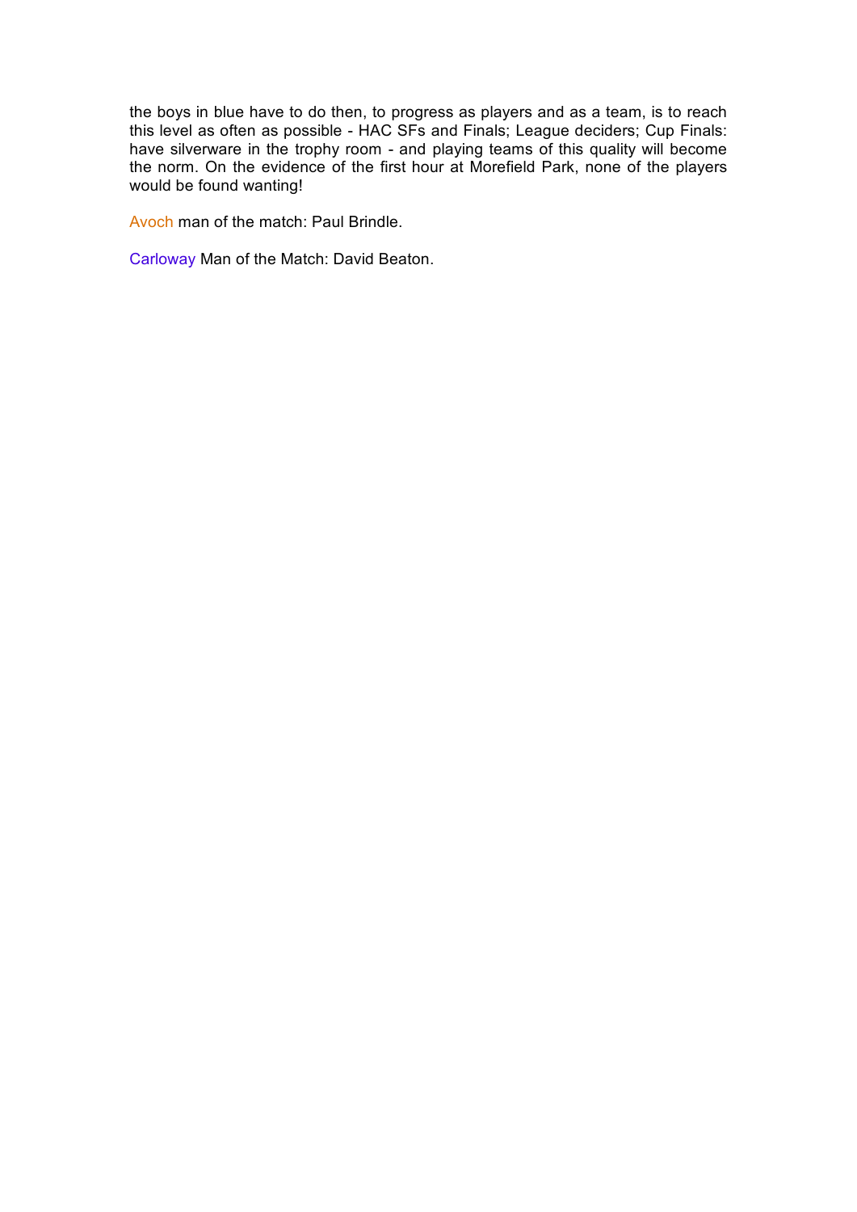the boys in blue have to do then, to progress as players and as a team, is to reach this level as often as possible - HAC SFs and Finals; League deciders; Cup Finals: have silverware in the trophy room - and playing teams of this quality will become the norm. On the evidence of the first hour at Morefield Park, none of the players would be found wanting!

Avoch man of the match: Paul Brindle.

Carloway Man of the Match: David Beaton.